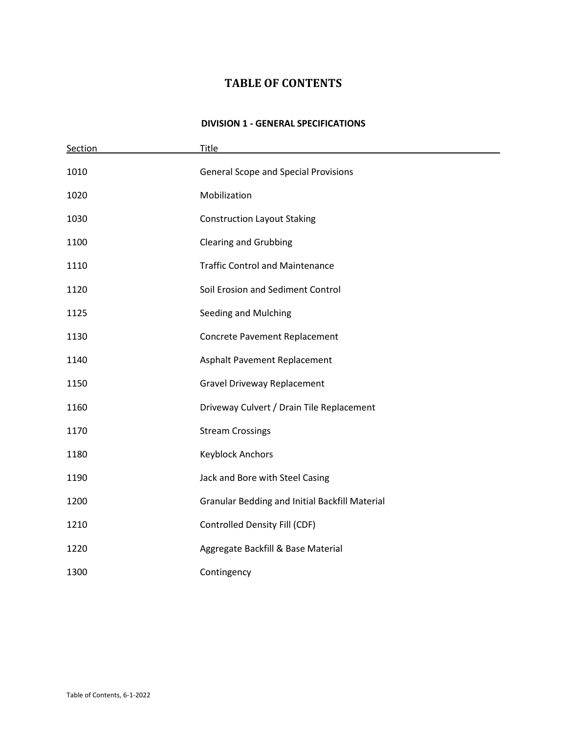# TABLE OF CONTENTS

## DIVISION 1 - GENERAL SPECIFICATIONS

| Section | Title |
|---|---|
| 1010 | General Scope and Special Provisions |
| 1020 | Mobilization |
| 1030 | Construction Layout Staking |
| 1100 | Clearing and Grubbing |
| 1110 | Traffic Control and Maintenance |
| 1120 | Soil Erosion and Sediment Control |
| 1125 | Seeding and Mulching |
| 1130 | Concrete Pavement Replacement |
| 1140 | Asphalt Pavement Replacement |
| 1150 | Gravel Driveway Replacement |
| 1160 | Driveway Culvert / Drain Tile Replacement |
| 1170 | Stream Crossings |
| 1180 | Keyblock Anchors |
| 1190 | Jack and Bore with Steel Casing |
| 1200 | Granular Bedding and Initial Backfill Material |
| 1210 | Controlled Density Fill (CDF) |
| 1220 | Aggregate Backfill & Base Material |
| 1300 | Contingency |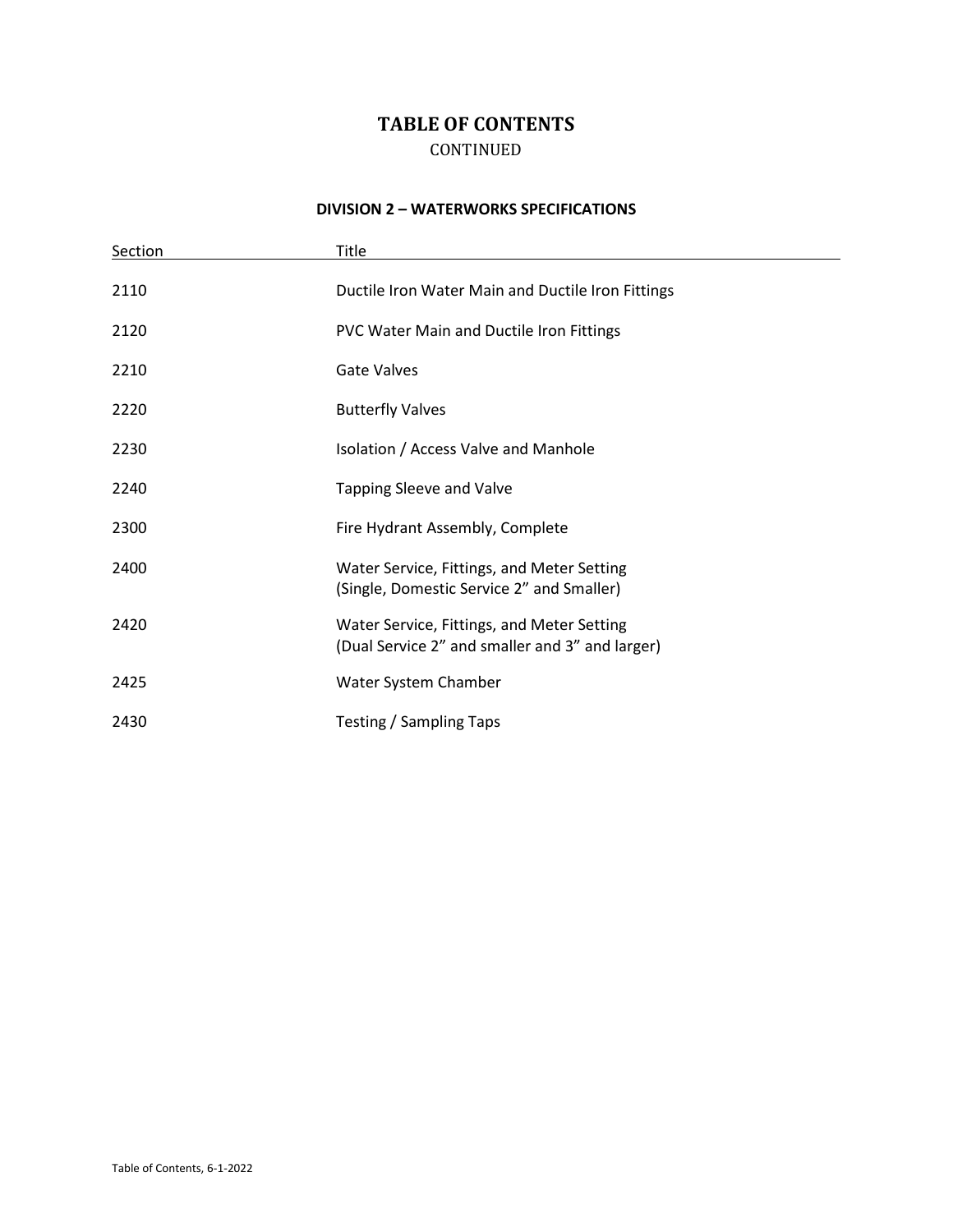# TABLE OF CONTENTS

CONTINUED

## DIVISION 2 – WATERWORKS SPECIFICATIONS

| Section | Title |
|---|---|
| 2110 | Ductile Iron Water Main and Ductile Iron Fittings |
| 2120 | PVC Water Main and Ductile Iron Fittings |
| 2210 | Gate Valves |
| 2220 | Butterfly Valves |
| 2230 | Isolation / Access Valve and Manhole |
| 2240 | Tapping Sleeve and Valve |
| 2300 | Fire Hydrant Assembly, Complete |
| 2400 | Water Service, Fittings, and Meter Setting (Single, Domestic Service 2" and Smaller) |
| 2420 | Water Service, Fittings, and Meter Setting (Dual Service 2" and smaller and 3" and larger) |
| 2425 | Water System Chamber |
| 2430 | Testing / Sampling Taps |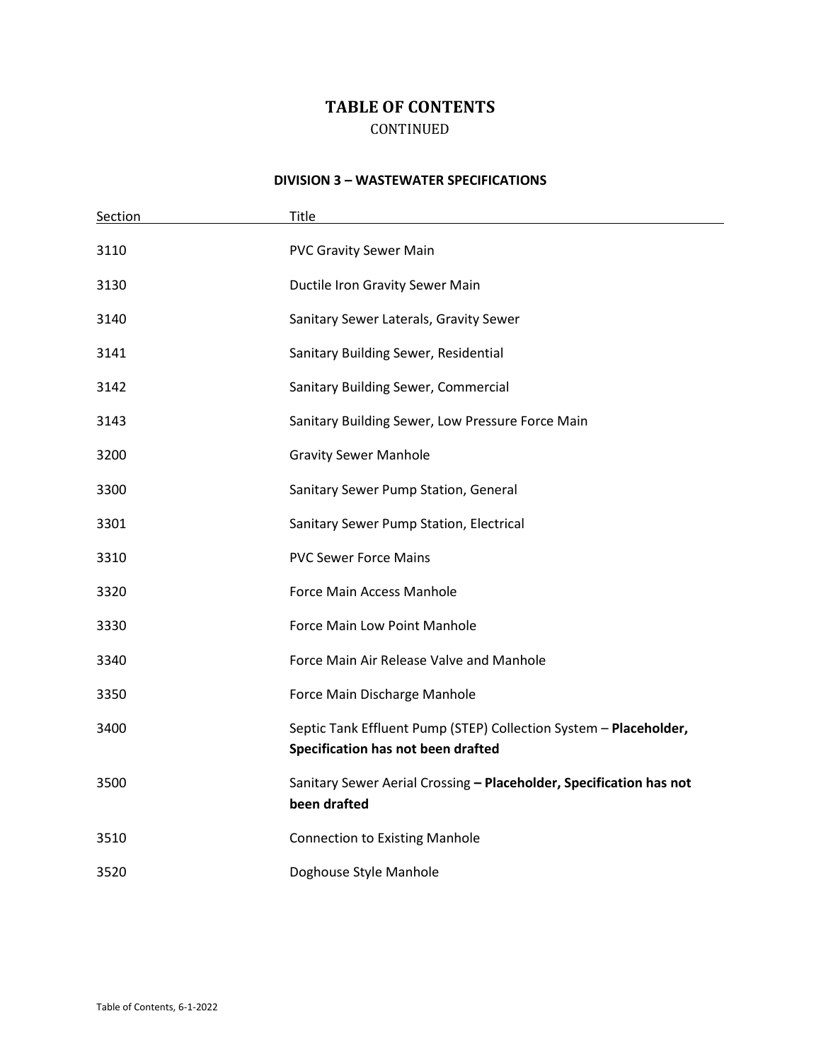# TABLE OF CONTENTS

CONTINUED

## DIVISION 3 – WASTEWATER SPECIFICATIONS

| Section | Title |
|---|---|
| 3110 | PVC Gravity Sewer Main |
| 3130 | Ductile Iron Gravity Sewer Main |
| 3140 | Sanitary Sewer Laterals, Gravity Sewer |
| 3141 | Sanitary Building Sewer, Residential |
| 3142 | Sanitary Building Sewer, Commercial |
| 3143 | Sanitary Building Sewer, Low Pressure Force Main |
| 3200 | Gravity Sewer Manhole |
| 3300 | Sanitary Sewer Pump Station, General |
| 3301 | Sanitary Sewer Pump Station, Electrical |
| 3310 | PVC Sewer Force Mains |
| 3320 | Force Main Access Manhole |
| 3330 | Force Main Low Point Manhole |
| 3340 | Force Main Air Release Valve and Manhole |
| 3350 | Force Main Discharge Manhole |
| 3400 | Septic Tank Effluent Pump (STEP) Collection System – **Placeholder, Specification has not been drafted** |
| 3500 | Sanitary Sewer Aerial Crossing **– Placeholder, Specification has not been drafted** |
| 3510 | Connection to Existing Manhole |
| 3520 | Doghouse Style Manhole |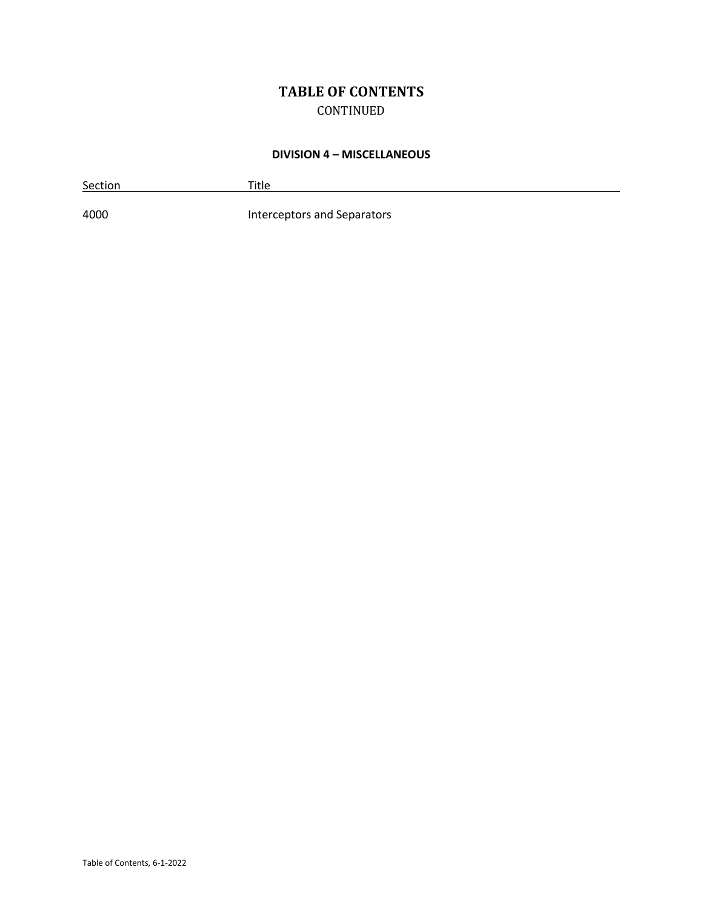# TABLE OF CONTENTS

CONTINUED

**DIVISION 4 – MISCELLANEOUS**

| Section | Title |
|---|---|
| 4000 | Interceptors and Separators |